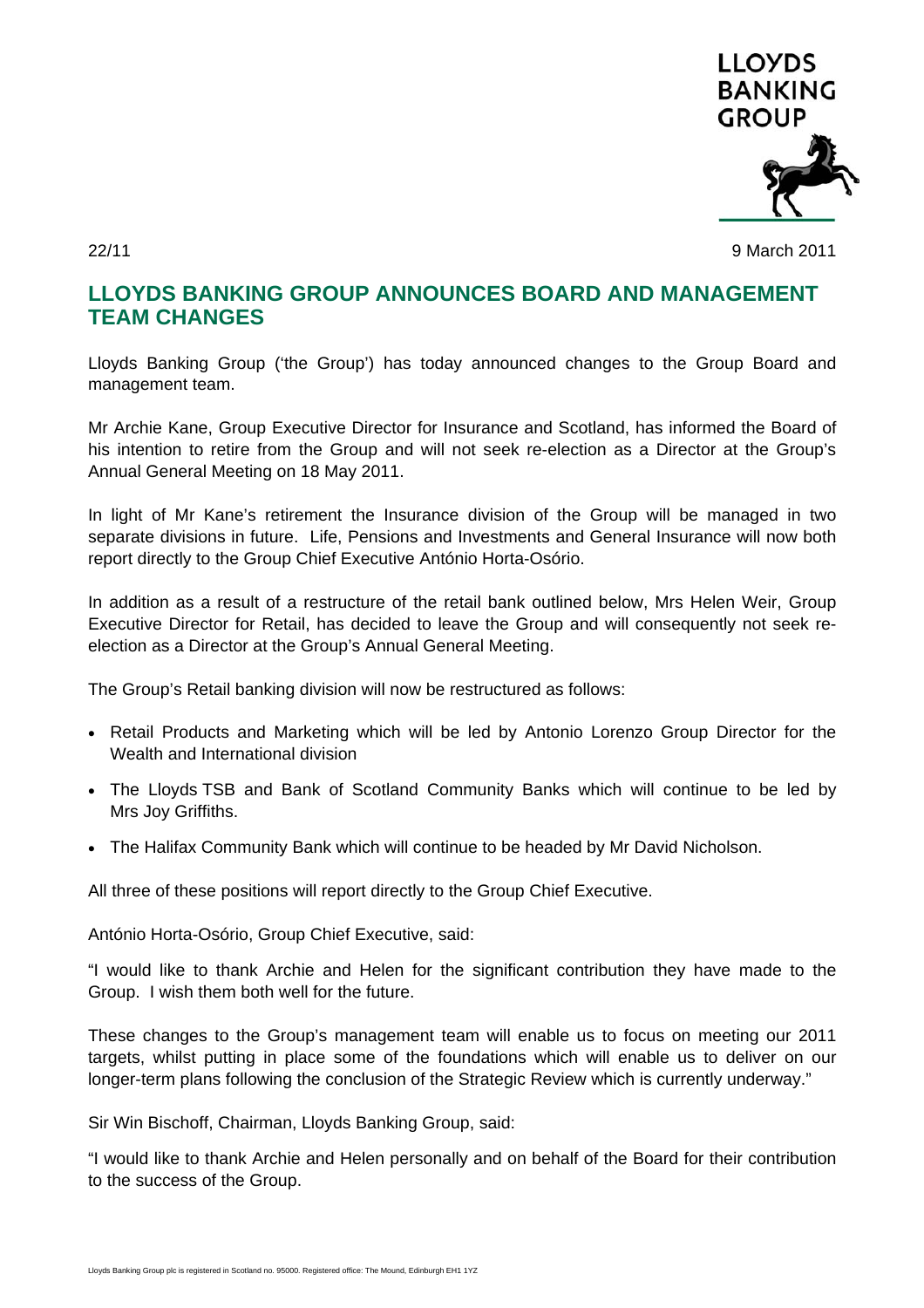22/11

9 March 2011

# LLOYDS BANKING GROUP ANNOUNCES BOARD AND MANAGEMENT TEAM CHANGES

Lloyds Banking Group ('the Group') has today announced changes to the Group Board and management team.

Mr Archie Kane, Group Executive Director for Insurance and Scotland, has informed the Board of his intention to retire from the Group and will not seek re-election as a Director at the Group's Annual General Meeting on 18 May 2011.

In light of Mr Kane's retirement the Insurance division of the Group will be managed in two separate divisions in future. Life, Pensions and Investments and General Insurance will now both report directly to the Group Chief Executive António Horta-Osório.

In addition as a result of a restructure of the retail bank outlined below, Mrs Helen Weir, Group Executive Director for Retail, has decided to leave the Group and will consequently not seek re-election as a Director at the Group's Annual General Meeting.

The Group's Retail banking division will now be restructured as follows:

- Retail Products and Marketing which will be led by Antonio Lorenzo Group Director for the Wealth and International division
- The Lloyds TSB and Bank of Scotland Community Banks which will continue to be led by Mrs Joy Griffiths.
- The Halifax Community Bank which will continue to be headed by Mr David Nicholson.

All three of these positions will report directly to the Group Chief Executive.

António Horta-Osório, Group Chief Executive, said:

"I would like to thank Archie and Helen for the significant contribution they have made to the Group. I wish them both well for the future.

These changes to the Group's management team will enable us to focus on meeting our 2011 targets, whilst putting in place some of the foundations which will enable us to deliver on our longer-term plans following the conclusion of the Strategic Review which is currently underway."

Sir Win Bischoff, Chairman, Lloyds Banking Group, said:

"I would like to thank Archie and Helen personally and on behalf of the Board for their contribution to the success of the Group.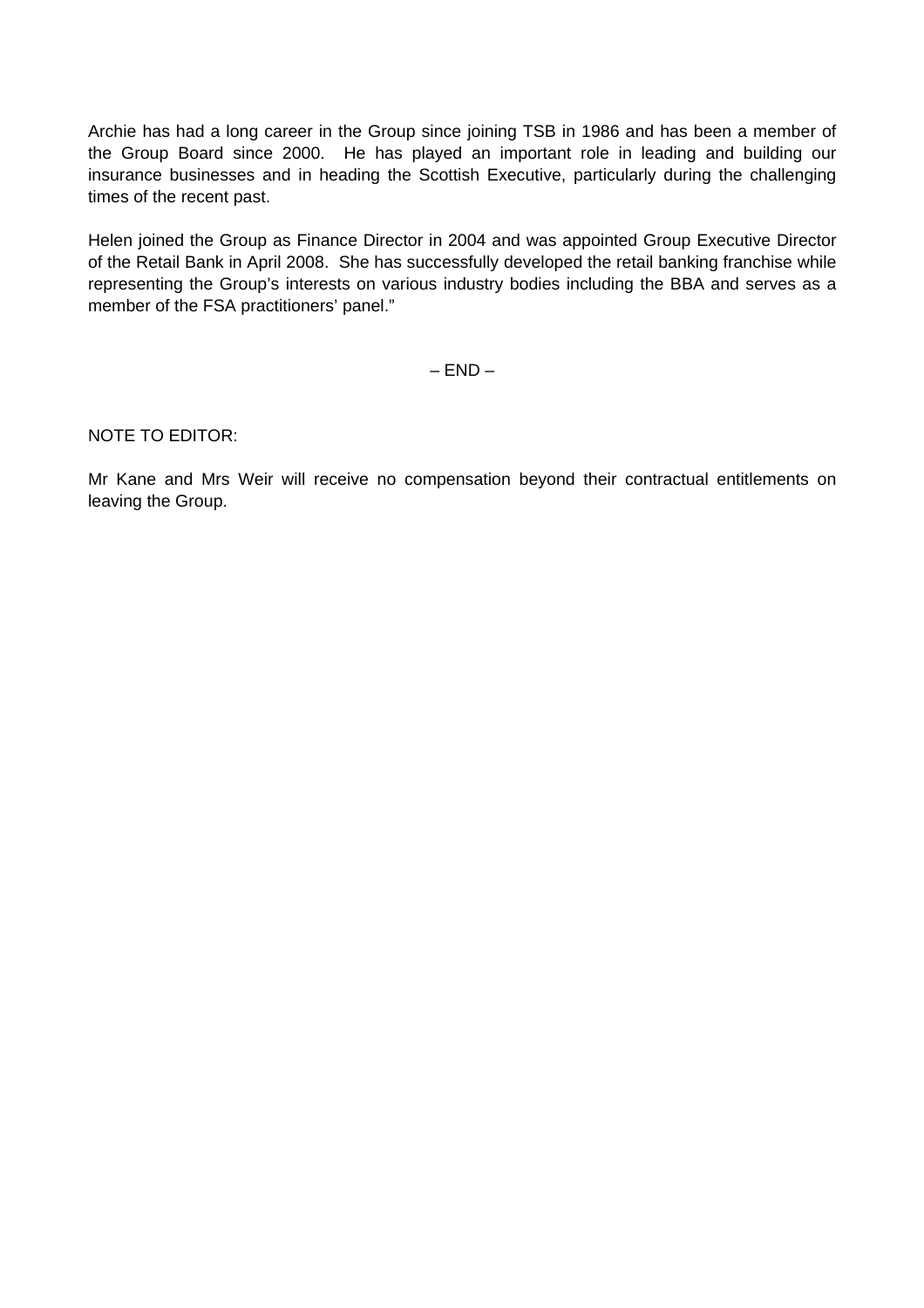Archie has had a long career in the Group since joining TSB in 1986 and has been a member of the Group Board since 2000. He has played an important role in leading and building our insurance businesses and in heading the Scottish Executive, particularly during the challenging times of the recent past.

Helen joined the Group as Finance Director in 2004 and was appointed Group Executive Director of the Retail Bank in April 2008. She has successfully developed the retail banking franchise while representing the Group's interests on various industry bodies including the BBA and serves as a member of the FSA practitioners' panel."

– END –

NOTE TO EDITOR:

Mr Kane and Mrs Weir will receive no compensation beyond their contractual entitlements on leaving the Group.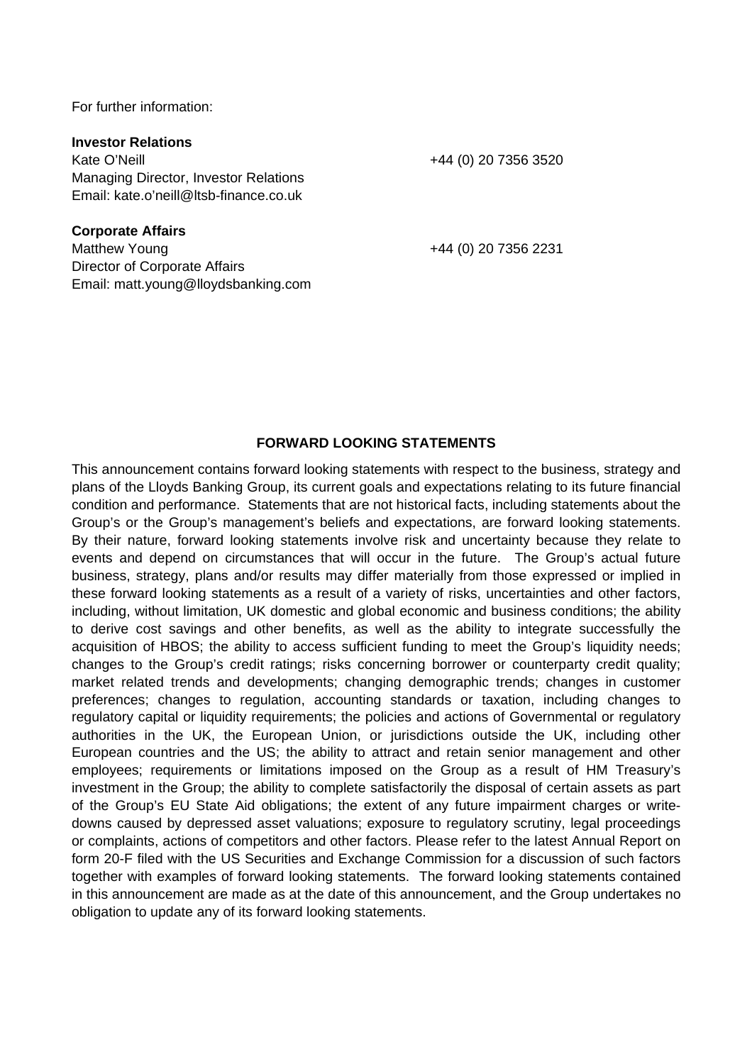For further information:

**Investor Relations**

Kate O'Neill +44 (0) 20 7356 3520

Managing Director, Investor Relations

Email: kate.o'neill@ltsb-finance.co.uk

**Corporate Affairs**

Matthew Young +44 (0) 20 7356 2231

Director of Corporate Affairs

Email: matt.young@lloydsbanking.com

**FORWARD LOOKING STATEMENTS**

This announcement contains forward looking statements with respect to the business, strategy and plans of the Lloyds Banking Group, its current goals and expectations relating to its future financial condition and performance. Statements that are not historical facts, including statements about the Group's or the Group's management's beliefs and expectations, are forward looking statements. By their nature, forward looking statements involve risk and uncertainty because they relate to events and depend on circumstances that will occur in the future. The Group's actual future business, strategy, plans and/or results may differ materially from those expressed or implied in these forward looking statements as a result of a variety of risks, uncertainties and other factors, including, without limitation, UK domestic and global economic and business conditions; the ability to derive cost savings and other benefits, as well as the ability to integrate successfully the acquisition of HBOS; the ability to access sufficient funding to meet the Group's liquidity needs; changes to the Group's credit ratings; risks concerning borrower or counterparty credit quality; market related trends and developments; changing demographic trends; changes in customer preferences; changes to regulation, accounting standards or taxation, including changes to regulatory capital or liquidity requirements; the policies and actions of Governmental or regulatory authorities in the UK, the European Union, or jurisdictions outside the UK, including other European countries and the US; the ability to attract and retain senior management and other employees; requirements or limitations imposed on the Group as a result of HM Treasury's investment in the Group; the ability to complete satisfactorily the disposal of certain assets as part of the Group's EU State Aid obligations; the extent of any future impairment charges or write-downs caused by depressed asset valuations; exposure to regulatory scrutiny, legal proceedings or complaints, actions of competitors and other factors. Please refer to the latest Annual Report on form 20-F filed with the US Securities and Exchange Commission for a discussion of such factors together with examples of forward looking statements. The forward looking statements contained in this announcement are made as at the date of this announcement, and the Group undertakes no obligation to update any of its forward looking statements.